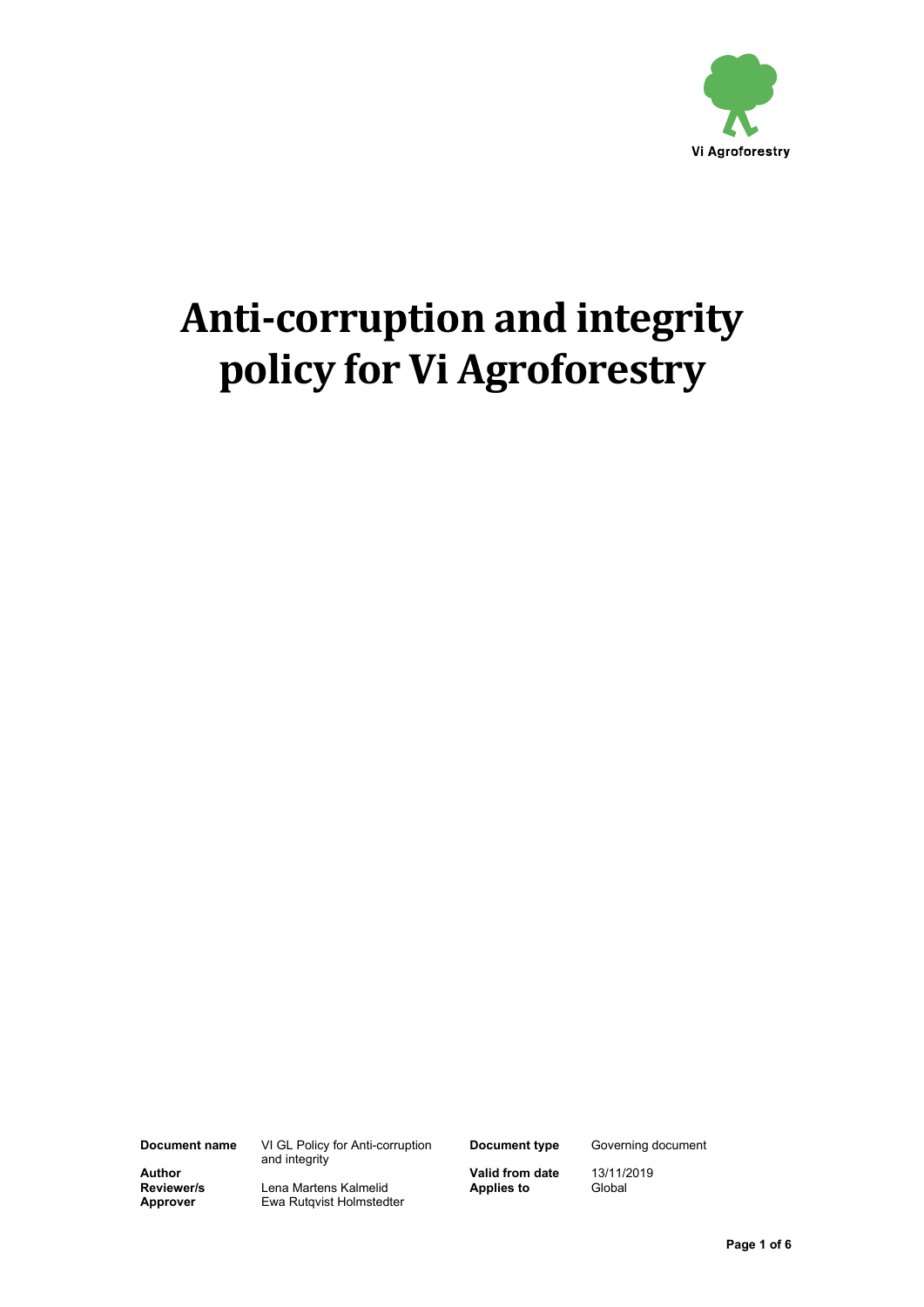Vi Agroforestry

# Anti-corruption and integrity policy for Vi Agroforestry

| | | | |
|---|---|---|---|
| **Document name** | VI GL Policy for Anti-corruption and integrity | **Document type** | Governing document |
| **Author** | | **Valid from date** | 13/11/2019 |
| **Reviewer/s** | Lena Martens Kalmelid | **Applies to** | Global |
| **Approver** | Ewa Rutqvist Holmstedter | | |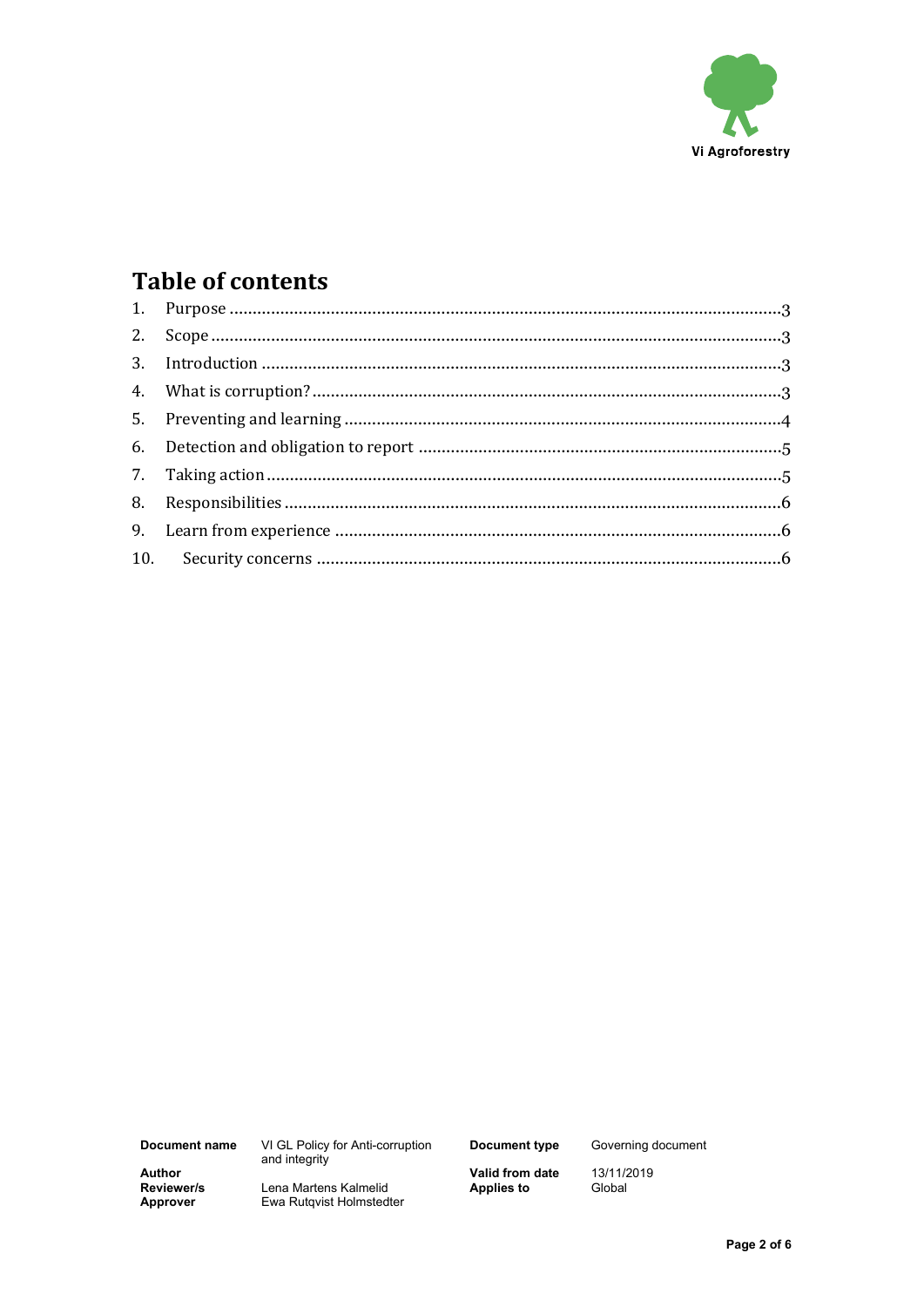# Table of contents

1. Purpose ............................................................ 3
2. Scope ............................................................ 3
3. Introduction ............................................................ 3
4. What is corruption? ............................................................ 3
5. Preventing and learning ............................................................ 4
6. Detection and obligation to report ............................................................ 5
7. Taking action ............................................................ 5
8. Responsibilities ............................................................ 6
9. Learn from experience ............................................................ 6
10. Security concerns ............................................................ 6

| | | | |
|---|---|---|---|
| **Document name** | VI GL Policy for Anti-corruption and integrity | **Document type** | Governing document |
| **Author** | | **Valid from date** | 13/11/2019 |
| **Reviewer/s** | Lena Martens Kalmelid | **Applies to** | Global |
| **Approver** | Ewa Rutqvist Holmstedter | | |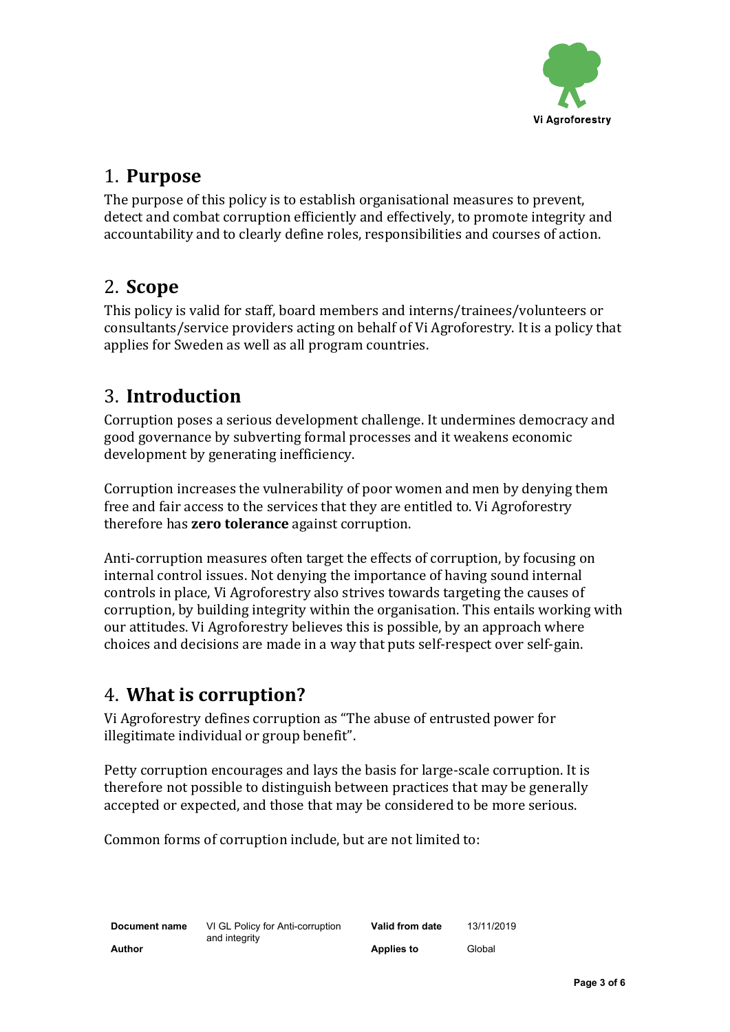## 1. Purpose

The purpose of this policy is to establish organisational measures to prevent, detect and combat corruption efficiently and effectively, to promote integrity and accountability and to clearly define roles, responsibilities and courses of action.

## 2. Scope

This policy is valid for staff, board members and interns/trainees/volunteers or consultants/service providers acting on behalf of Vi Agroforestry. It is a policy that applies for Sweden as well as all program countries.

## 3. Introduction

Corruption poses a serious development challenge. It undermines democracy and good governance by subverting formal processes and it weakens economic development by generating inefficiency.

Corruption increases the vulnerability of poor women and men by denying them free and fair access to the services that they are entitled to. Vi Agroforestry therefore has **zero tolerance** against corruption.

Anti-corruption measures often target the effects of corruption, by focusing on internal control issues. Not denying the importance of having sound internal controls in place, Vi Agroforestry also strives towards targeting the causes of corruption, by building integrity within the organisation. This entails working with our attitudes. Vi Agroforestry believes this is possible, by an approach where choices and decisions are made in a way that puts self-respect over self-gain.

## 4. What is corruption?

Vi Agroforestry defines corruption as "The abuse of entrusted power for illegitimate individual or group benefit".

Petty corruption encourages and lays the basis for large-scale corruption. It is therefore not possible to distinguish between practices that may be generally accepted or expected, and those that may be considered to be more serious.

Common forms of corruption include, but are not limited to:

| Document name | VI GL Policy for Anti-corruption and integrity | Valid from date | 13/11/2019 |
| --- | --- | --- | --- |
| Author | | Applies to | Global |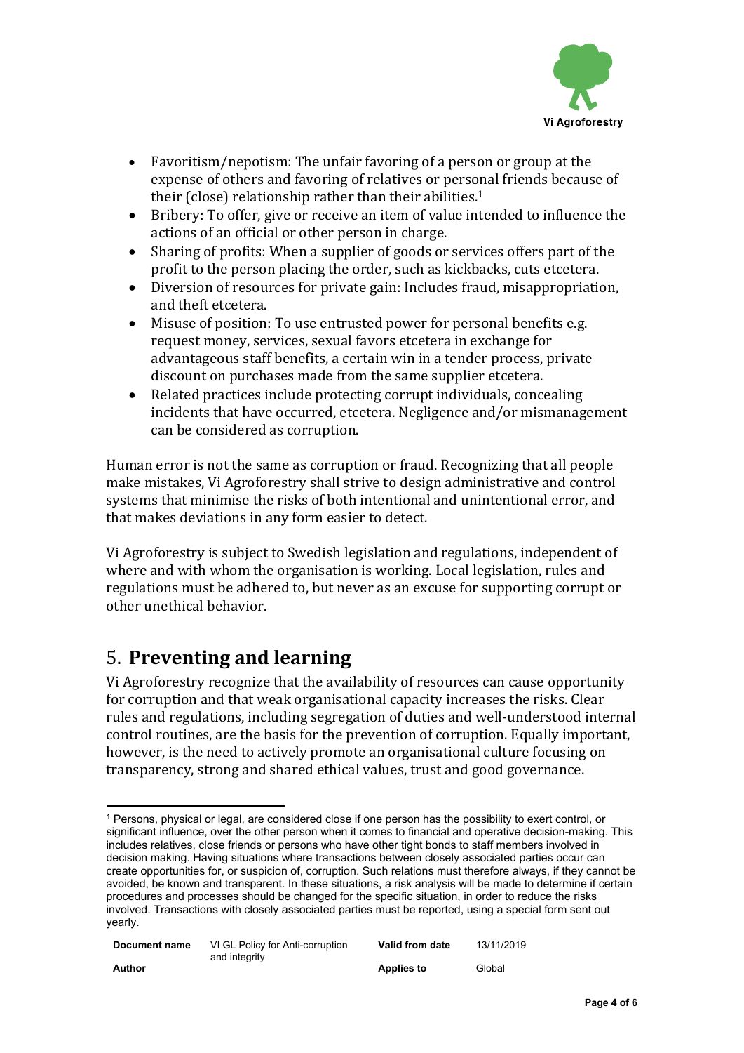- Favoritism/nepotism: The unfair favoring of a person or group at the expense of others and favoring of relatives or personal friends because of their (close) relationship rather than their abilities.[1]
- Bribery: To offer, give or receive an item of value intended to influence the actions of an official or other person in charge.
- Sharing of profits: When a supplier of goods or services offers part of the profit to the person placing the order, such as kickbacks, cuts etcetera.
- Diversion of resources for private gain: Includes fraud, misappropriation, and theft etcetera.
- Misuse of position: To use entrusted power for personal benefits e.g. request money, services, sexual favors etcetera in exchange for advantageous staff benefits, a certain win in a tender process, private discount on purchases made from the same supplier etcetera.
- Related practices include protecting corrupt individuals, concealing incidents that have occurred, etcetera. Negligence and/or mismanagement can be considered as corruption.

Human error is not the same as corruption or fraud. Recognizing that all people make mistakes, Vi Agroforestry shall strive to design administrative and control systems that minimise the risks of both intentional and unintentional error, and that makes deviations in any form easier to detect.

Vi Agroforestry is subject to Swedish legislation and regulations, independent of where and with whom the organisation is working. Local legislation, rules and regulations must be adhered to, but never as an excuse for supporting corrupt or other unethical behavior.

## 5. **Preventing and learning**

Vi Agroforestry recognize that the availability of resources can cause opportunity for corruption and that weak organisational capacity increases the risks. Clear rules and regulations, including segregation of duties and well-understood internal control routines, are the basis for the prevention of corruption. Equally important, however, is the need to actively promote an organisational culture focusing on transparency, strong and shared ethical values, trust and good governance.

[1] Persons, physical or legal, are considered close if one person has the possibility to exert control, or significant influence, over the other person when it comes to financial and operative decision-making. This includes relatives, close friends or persons who have other tight bonds to staff members involved in decision making. Having situations where transactions between closely associated parties occur can create opportunities for, or suspicion of, corruption. Such relations must therefore always, if they cannot be avoided, be known and transparent. In these situations, a risk analysis will be made to determine if certain procedures and processes should be changed for the specific situation, in order to reduce the risks involved. Transactions with closely associated parties must be reported, using a special form sent out yearly.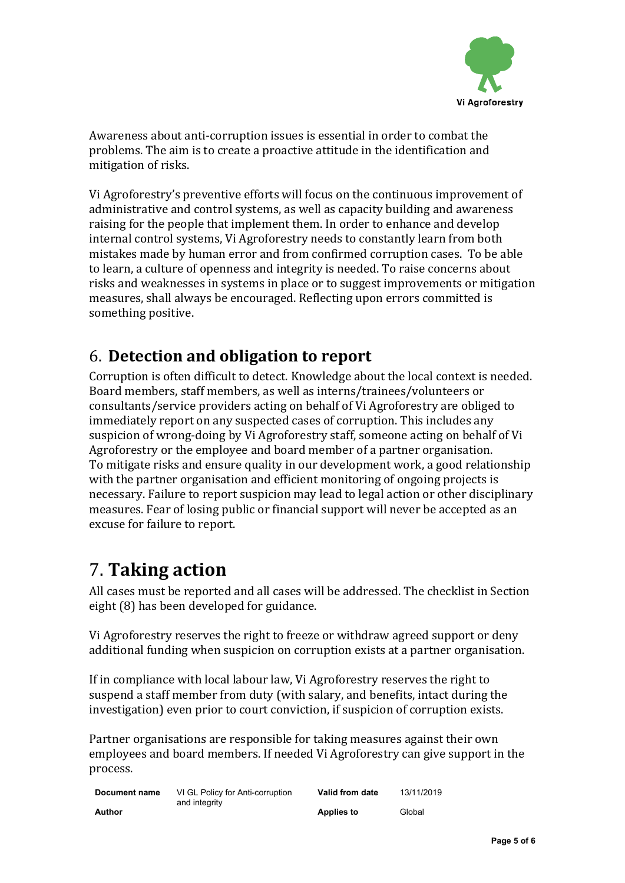Awareness about anti-corruption issues is essential in order to combat the problems. The aim is to create a proactive attitude in the identification and mitigation of risks.

Vi Agroforestry's preventive efforts will focus on the continuous improvement of administrative and control systems, as well as capacity building and awareness raising for the people that implement them. In order to enhance and develop internal control systems, Vi Agroforestry needs to constantly learn from both mistakes made by human error and from confirmed corruption cases. To be able to learn, a culture of openness and integrity is needed. To raise concerns about risks and weaknesses in systems in place or to suggest improvements or mitigation measures, shall always be encouraged. Reflecting upon errors committed is something positive.

## 6. Detection and obligation to report

Corruption is often difficult to detect. Knowledge about the local context is needed. Board members, staff members, as well as interns/trainees/volunteers or consultants/service providers acting on behalf of Vi Agroforestry are obliged to immediately report on any suspected cases of corruption. This includes any suspicion of wrong-doing by Vi Agroforestry staff, someone acting on behalf of Vi Agroforestry or the employee and board member of a partner organisation. To mitigate risks and ensure quality in our development work, a good relationship with the partner organisation and efficient monitoring of ongoing projects is necessary. Failure to report suspicion may lead to legal action or other disciplinary measures. Fear of losing public or financial support will never be accepted as an excuse for failure to report.

## 7. Taking action

All cases must be reported and all cases will be addressed. The checklist in Section eight (8) has been developed for guidance.

Vi Agroforestry reserves the right to freeze or withdraw agreed support or deny additional funding when suspicion on corruption exists at a partner organisation.

If in compliance with local labour law, Vi Agroforestry reserves the right to suspend a staff member from duty (with salary, and benefits, intact during the investigation) even prior to court conviction, if suspicion of corruption exists.

Partner organisations are responsible for taking measures against their own employees and board members. If needed Vi Agroforestry can give support in the process.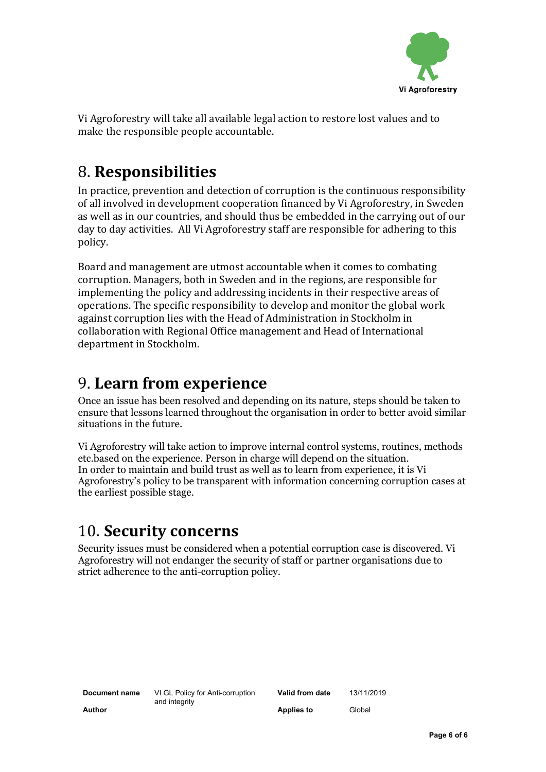Vi Agroforestry will take all available legal action to restore lost values and to make the responsible people accountable.

## 8. Responsibilities

In practice, prevention and detection of corruption is the continuous responsibility of all involved in development cooperation financed by Vi Agroforestry, in Sweden as well as in our countries, and should thus be embedded in the carrying out of our day to day activities. All Vi Agroforestry staff are responsible for adhering to this policy.

Board and management are utmost accountable when it comes to combating corruption. Managers, both in Sweden and in the regions, are responsible for implementing the policy and addressing incidents in their respective areas of operations. The specific responsibility to develop and monitor the global work against corruption lies with the Head of Administration in Stockholm in collaboration with Regional Office management and Head of International department in Stockholm.

## 9. Learn from experience

Once an issue has been resolved and depending on its nature, steps should be taken to ensure that lessons learned throughout the organisation in order to better avoid similar situations in the future.

Vi Agroforestry will take action to improve internal control systems, routines, methods etc.based on the experience. Person in charge will depend on the situation.
In order to maintain and build trust as well as to learn from experience, it is Vi Agroforestry's policy to be transparent with information concerning corruption cases at the earliest possible stage.

## 10. Security concerns

Security issues must be considered when a potential corruption case is discovered. Vi Agroforestry will not endanger the security of staff or partner organisations due to strict adherence to the anti-corruption policy.

| | | | |
|---|---|---|---|
| **Document name** | VI GL Policy for Anti-corruption and integrity | **Valid from date** | 13/11/2019 |
| **Author** | | **Applies to** | Global |